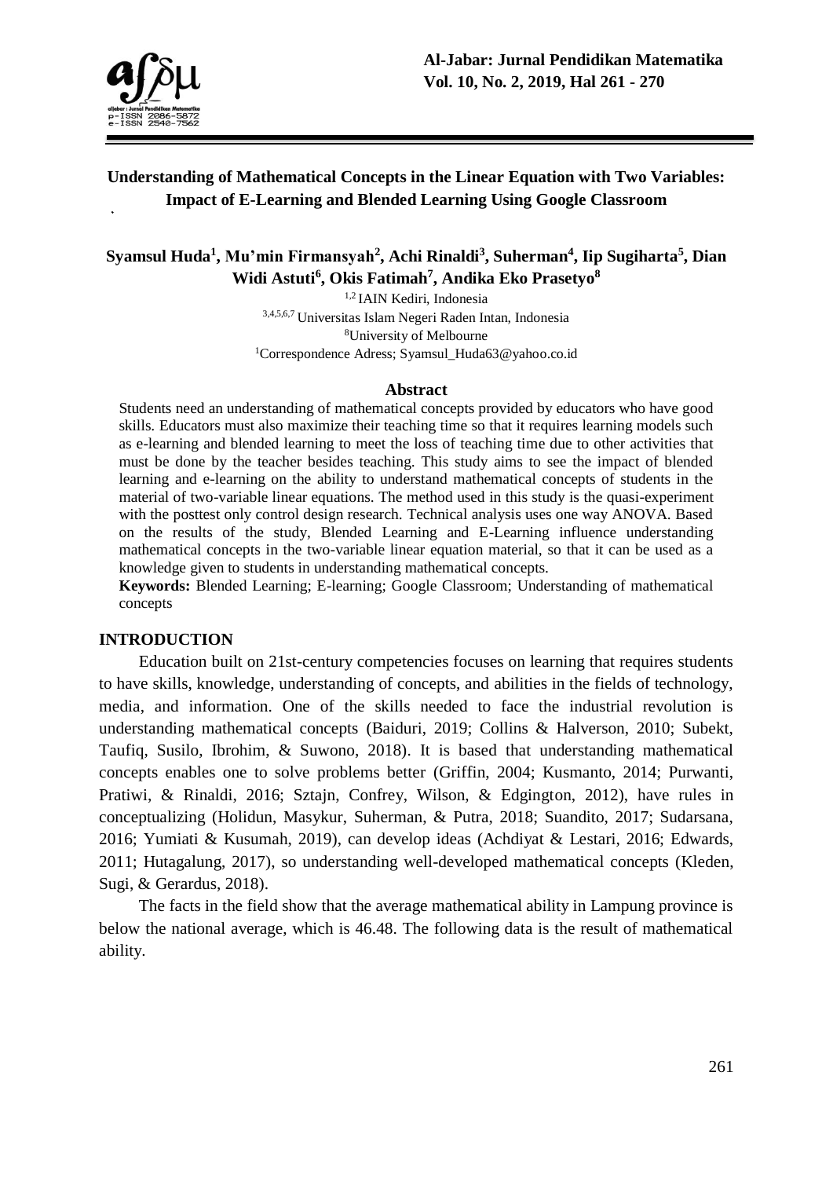# Understanding of Mathematical Concepts in the Linear Equation with Two Variables: Impact of E-Learning and Blended Learning Using Google Classroom

**Syamsul Huda[1], Mu'min Firmansyah[2], Achi Rinaldi[3], Suherman[4], Iip Sugiharta[5], Dian Widi Astuti[6], Okis Fatimah[7], Andika Eko Prasetyo[8]**

[1,2] IAIN Kediri, Indonesia
[3,4,5,6,7] Universitas Islam Negeri Raden Intan, Indonesia
[8] University of Melbourne
[1] Correspondence Adress; Syamsul_Huda63@yahoo.co.id

## Abstract

Students need an understanding of mathematical concepts provided by educators who have good skills. Educators must also maximize their teaching time so that it requires learning models such as e-learning and blended learning to meet the loss of teaching time due to other activities that must be done by the teacher besides teaching. This study aims to see the impact of blended learning and e-learning on the ability to understand mathematical concepts of students in the material of two-variable linear equations. The method used in this study is the quasi-experiment with the posttest only control design research. Technical analysis uses one way ANOVA. Based on the results of the study, Blended Learning and E-Learning influence understanding mathematical concepts in the two-variable linear equation material, so that it can be used as a knowledge given to students in understanding mathematical concepts.

**Keywords:** Blended Learning; E-learning; Google Classroom; Understanding of mathematical concepts

## INTRODUCTION

Education built on 21st-century competencies focuses on learning that requires students to have skills, knowledge, understanding of concepts, and abilities in the fields of technology, media, and information. One of the skills needed to face the industrial revolution is understanding mathematical concepts (Baiduri, 2019; Collins & Halverson, 2010; Subekt, Taufiq, Susilo, Ibrohim, & Suwono, 2018). It is based that understanding mathematical concepts enables one to solve problems better (Griffin, 2004; Kusmanto, 2014; Purwanti, Pratiwi, & Rinaldi, 2016; Sztajn, Confrey, Wilson, & Edgington, 2012), have rules in conceptualizing (Holidun, Masykur, Suherman, & Putra, 2018; Suandito, 2017; Sudarsana, 2016; Yumiati & Kusumah, 2019), can develop ideas (Achdiyat & Lestari, 2016; Edwards, 2011; Hutagalung, 2017), so understanding well-developed mathematical concepts (Kleden, Sugi, & Gerardus, 2018).

The facts in the field show that the average mathematical ability in Lampung province is below the national average, which is 46.48. The following data is the result of mathematical ability.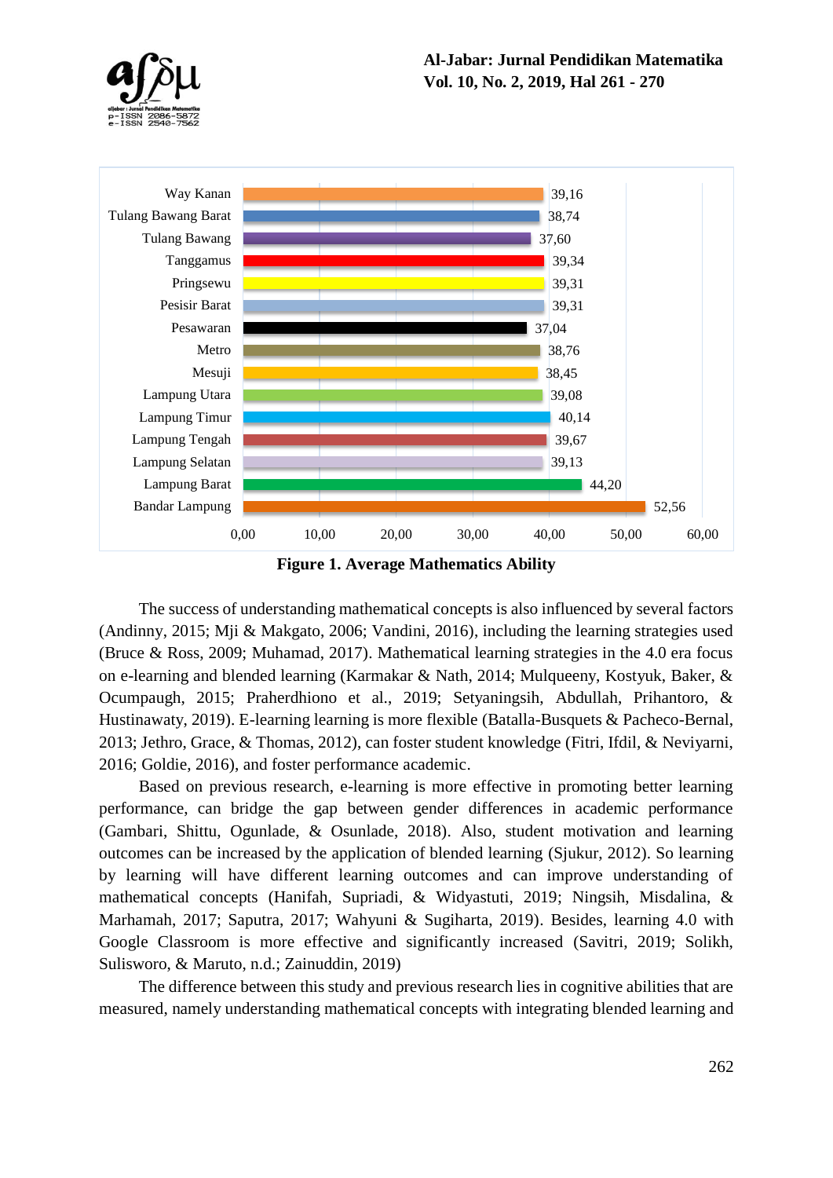| Region | Average |
|---|---|
| Way Kanan | 39,16 |
| Tulang Bawang Barat | 38,74 |
| Tulang Bawang | 37,60 |
| Tanggamus | 39,34 |
| Pringsewu | 39,31 |
| Pesisir Barat | 39,31 |
| Pesawaran | 37,04 |
| Metro | 38,76 |
| Mesuji | 38,45 |
| Lampung Utara | 39,08 |
| Lampung Timur | 40,14 |
| Lampung Tengah | 39,67 |
| Lampung Selatan | 39,13 |
| Lampung Barat | 44,20 |
| Bandar Lampung | 52,56 |

**Figure 1. Average Mathematics Ability**

The success of understanding mathematical concepts is also influenced by several factors (Andinny, 2015; Mji & Makgato, 2006; Vandini, 2016), including the learning strategies used (Bruce & Ross, 2009; Muhamad, 2017). Mathematical learning strategies in the 4.0 era focus on e-learning and blended learning (Karmakar & Nath, 2014; Mulqueeny, Kostyuk, Baker, & Ocumpaugh, 2015; Praherdhiono et al., 2019; Setyaningsih, Abdullah, Prihantoro, & Hustinawaty, 2019). E-learning learning is more flexible (Batalla-Busquets & Pacheco-Bernal, 2013; Jethro, Grace, & Thomas, 2012), can foster student knowledge (Fitri, Ifdil, & Neviyarni, 2016; Goldie, 2016), and foster performance academic.

Based on previous research, e-learning is more effective in promoting better learning performance, can bridge the gap between gender differences in academic performance (Gambari, Shittu, Ogunlade, & Osunlade, 2018). Also, student motivation and learning outcomes can be increased by the application of blended learning (Sjukur, 2012). So learning by learning will have different learning outcomes and can improve understanding of mathematical concepts (Hanifah, Supriadi, & Widyastuti, 2019; Ningsih, Misdalina, & Marhamah, 2017; Saputra, 2017; Wahyuni & Sugiharta, 2019). Besides, learning 4.0 with Google Classroom is more effective and significantly increased (Savitri, 2019; Solikh, Sulisworo, & Maruto, n.d.; Zainuddin, 2019)

The difference between this study and previous research lies in cognitive abilities that are measured, namely understanding mathematical concepts with integrating blended learning and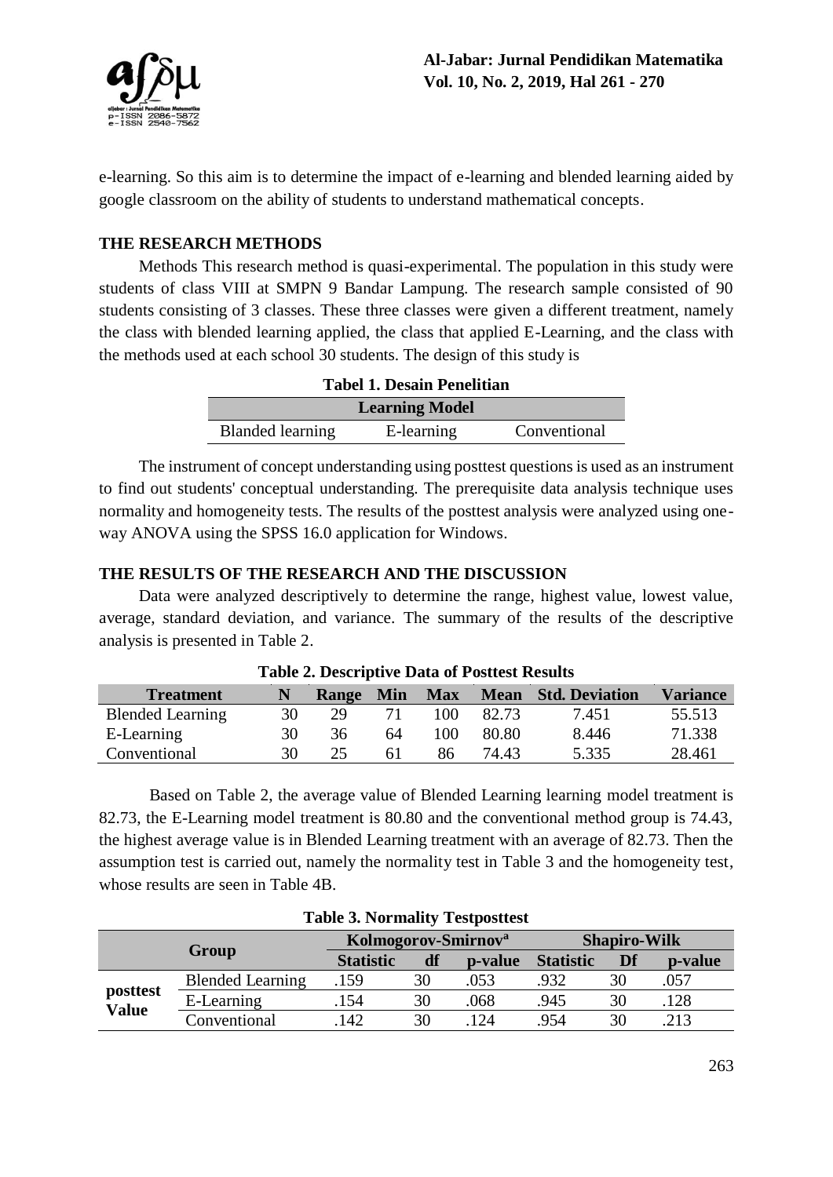e-learning. So this aim is to determine the impact of e-learning and blended learning aided by google classroom on the ability of students to understand mathematical concepts.

## THE RESEARCH METHODS

Methods This research method is quasi-experimental. The population in this study were students of class VIII at SMPN 9 Bandar Lampung. The research sample consisted of 90 students consisting of 3 classes. These three classes were given a different treatment, namely the class with blended learning applied, the class that applied E-Learning, and the class with the methods used at each school 30 students. The design of this study is

**Tabel 1. Desain Penelitian**

| Learning Model | | |
|---|---|---|
| Blanded learning | E-learning | Conventional |

The instrument of concept understanding using posttest questions is used as an instrument to find out students' conceptual understanding. The prerequisite data analysis technique uses normality and homogeneity tests. The results of the posttest analysis were analyzed using one-way ANOVA using the SPSS 16.0 application for Windows.

## THE RESULTS OF THE RESEARCH AND THE DISCUSSION

Data were analyzed descriptively to determine the range, highest value, lowest value, average, standard deviation, and variance. The summary of the results of the descriptive analysis is presented in Table 2.

**Table 2. Descriptive Data of Posttest Results**

| Treatment | N | Range | Min | Max | Mean | Std. Deviation | Variance |
|---|---|---|---|---|---|---|---|
| Blended Learning | 30 | 29 | 71 | 100 | 82.73 | 7.451 | 55.513 |
| E-Learning | 30 | 36 | 64 | 100 | 80.80 | 8.446 | 71.338 |
| Conventional | 30 | 25 | 61 | 86 | 74.43 | 5.335 | 28.461 |

Based on Table 2, the average value of Blended Learning learning model treatment is 82.73, the E-Learning model treatment is 80.80 and the conventional method group is 74.43, the highest average value is in Blended Learning treatment with an average of 82.73. Then the assumption test is carried out, namely the normality test in Table 3 and the homogeneity test, whose results are seen in Table 4B.

**Table 3. Normality Testposttest**

| Group | | Kolmogorov-Smirnov[a] | | | Shapiro-Wilk | | |
|---|---|---|---|---|---|---|---|
| | | Statistic | df | p-value | Statistic | Df | p-value |
| posttest Value | Blended Learning | .159 | 30 | .053 | .932 | 30 | .057 |
| | E-Learning | .154 | 30 | .068 | .945 | 30 | .128 |
| | Conventional | .142 | 30 | .124 | .954 | 30 | .213 |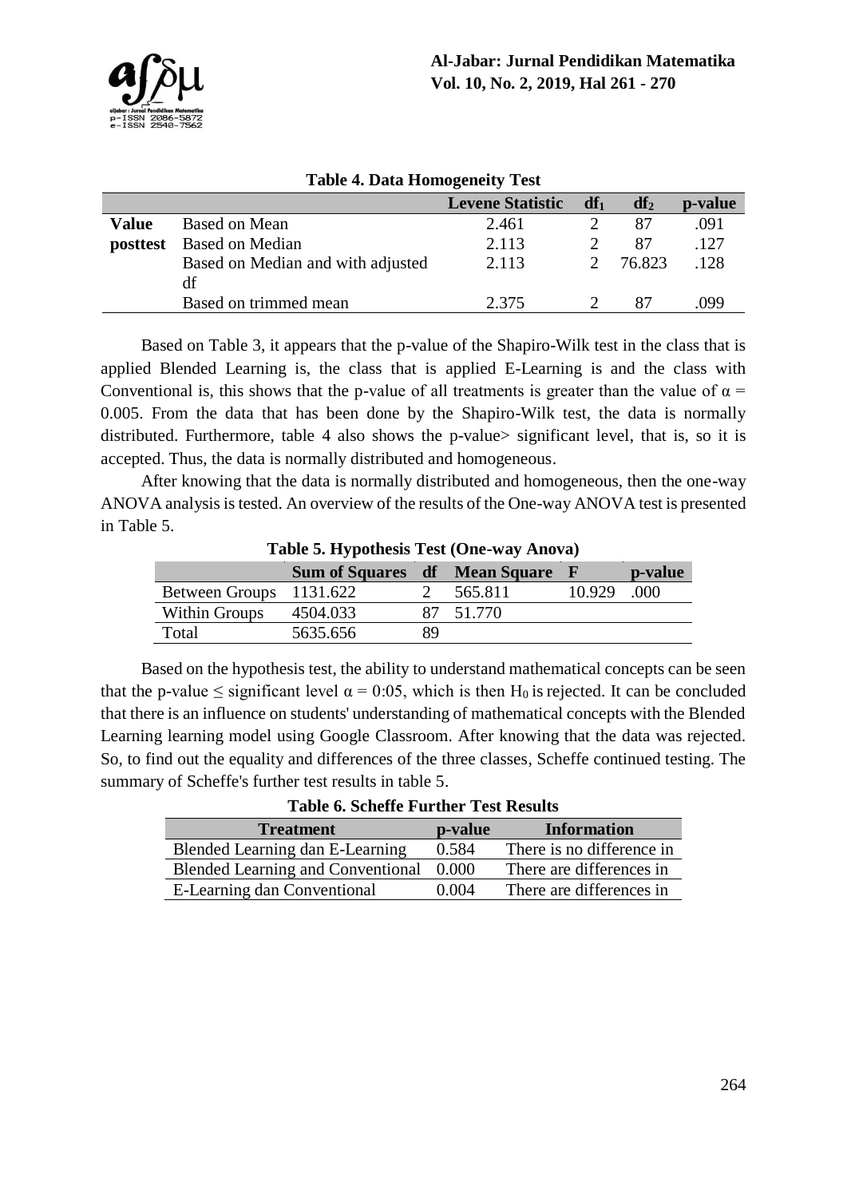**Table 4. Data Homogeneity Test**

| | | Levene Statistic | $df_1$ | $df_2$ | p-value |
|---|---|---|---|---|---|
| **Value posttest** | Based on Mean | 2.461 | 2 | 87 | .091 |
| | Based on Median | 2.113 | 2 | 87 | .127 |
| | Based on Median and with adjusted df | 2.113 | 2 | 76.823 | .128 |
| | Based on trimmed mean | 2.375 | 2 | 87 | .099 |

Based on Table 3, it appears that the p-value of the Shapiro-Wilk test in the class that is applied Blended Learning is, the class that is applied E-Learning is and the class with Conventional is, this shows that the p-value of all treatments is greater than the value of $\alpha$ = 0.005. From the data that has been done by the Shapiro-Wilk test, the data is normally distributed. Furthermore, table 4 also shows the p-value> significant level, that is, so it is accepted. Thus, the data is normally distributed and homogeneous.

After knowing that the data is normally distributed and homogeneous, then the one-way ANOVA analysis is tested. An overview of the results of the One-way ANOVA test is presented in Table 5.

**Table 5. Hypothesis Test (One-way Anova)**

| | Sum of Squares | df | Mean Square | F | p-value |
|---|---|---|---|---|---|
| Between Groups | 1131.622 | 2 | 565.811 | 10.929 | .000 |
| Within Groups | 4504.033 | 87 | 51.770 | | |
| Total | 5635.656 | 89 | | | |

Based on the hypothesis test, the ability to understand mathematical concepts can be seen that the p-value $\leq$ significant level $\alpha$ = 0:05, which is then $H_0$ is rejected. It can be concluded that there is an influence on students' understanding of mathematical concepts with the Blended Learning learning model using Google Classroom. After knowing that the data was rejected. So, to find out the equality and differences of the three classes, Scheffe continued testing. The summary of Scheffe's further test results in table 5.

**Table 6. Scheffe Further Test Results**

| Treatment | p-value | Information |
|---|---|---|
| Blended Learning dan E-Learning | 0.584 | There is no difference in |
| Blended Learning and Conventional | 0.000 | There are differences in |
| E-Learning dan Conventional | 0.004 | There are differences in |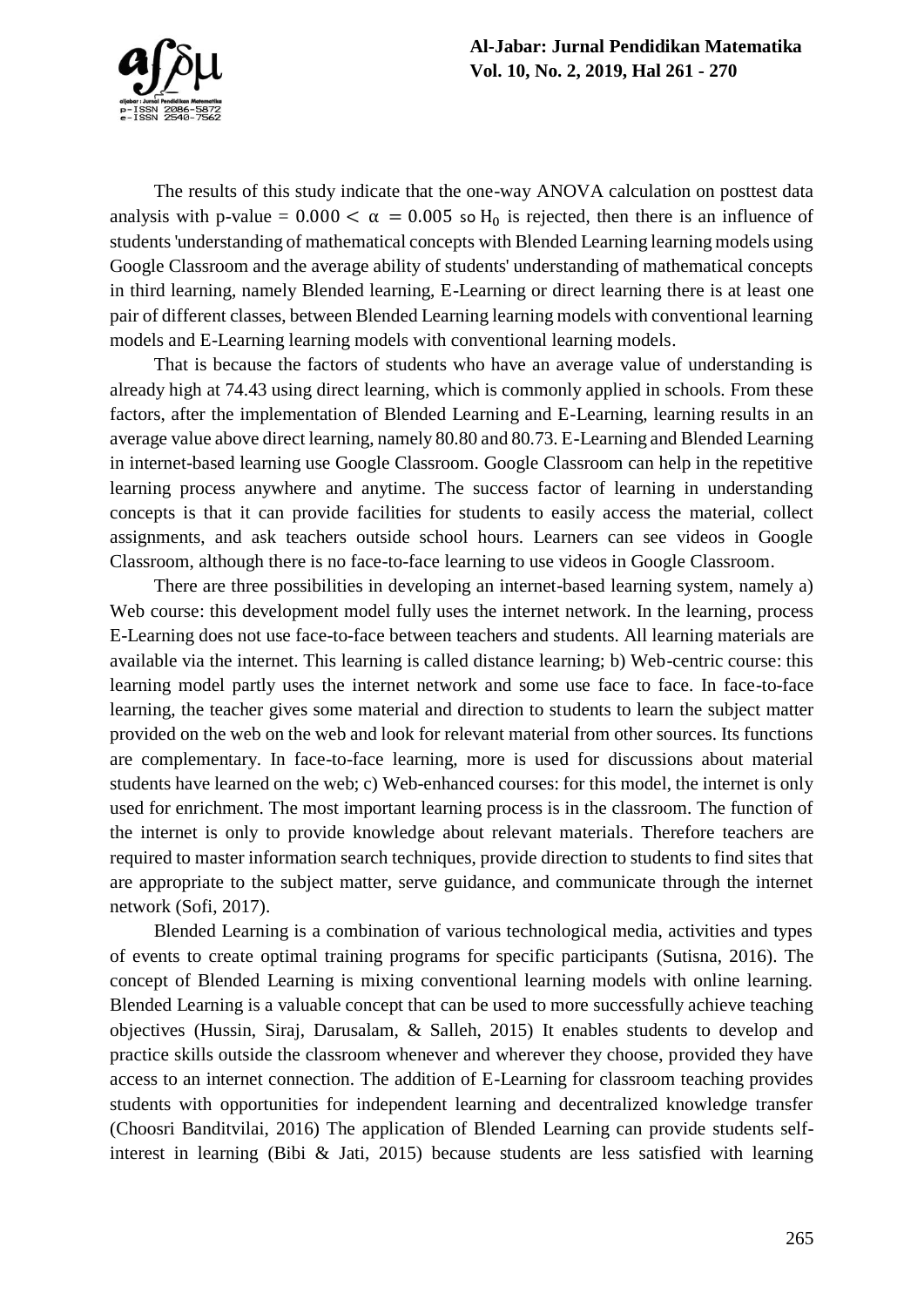The results of this study indicate that the one-way ANOVA calculation on posttest data analysis with p-value $= 0.000 < \alpha = 0.005$ so $H_0$ is rejected, then there is an influence of students 'understanding of mathematical concepts with Blended Learning learning models using Google Classroom and the average ability of students' understanding of mathematical concepts in third learning, namely Blended learning, E-Learning or direct learning there is at least one pair of different classes, between Blended Learning learning models with conventional learning models and E-Learning learning models with conventional learning models.

That is because the factors of students who have an average value of understanding is already high at 74.43 using direct learning, which is commonly applied in schools. From these factors, after the implementation of Blended Learning and E-Learning, learning results in an average value above direct learning, namely 80.80 and 80.73. E-Learning and Blended Learning in internet-based learning use Google Classroom. Google Classroom can help in the repetitive learning process anywhere and anytime. The success factor of learning in understanding concepts is that it can provide facilities for students to easily access the material, collect assignments, and ask teachers outside school hours. Learners can see videos in Google Classroom, although there is no face-to-face learning to use videos in Google Classroom.

There are three possibilities in developing an internet-based learning system, namely a) Web course: this development model fully uses the internet network. In the learning, process E-Learning does not use face-to-face between teachers and students. All learning materials are available via the internet. This learning is called distance learning; b) Web-centric course: this learning model partly uses the internet network and some use face to face. In face-to-face learning, the teacher gives some material and direction to students to learn the subject matter provided on the web on the web and look for relevant material from other sources. Its functions are complementary. In face-to-face learning, more is used for discussions about material students have learned on the web; c) Web-enhanced courses: for this model, the internet is only used for enrichment. The most important learning process is in the classroom. The function of the internet is only to provide knowledge about relevant materials. Therefore teachers are required to master information search techniques, provide direction to students to find sites that are appropriate to the subject matter, serve guidance, and communicate through the internet network (Sofi, 2017).

Blended Learning is a combination of various technological media, activities and types of events to create optimal training programs for specific participants (Sutisna, 2016). The concept of Blended Learning is mixing conventional learning models with online learning. Blended Learning is a valuable concept that can be used to more successfully achieve teaching objectives (Hussin, Siraj, Darusalam, & Salleh, 2015) It enables students to develop and practice skills outside the classroom whenever and wherever they choose, provided they have access to an internet connection. The addition of E-Learning for classroom teaching provides students with opportunities for independent learning and decentralized knowledge transfer (Choosri Banditvilai, 2016) The application of Blended Learning can provide students self-interest in learning (Bibi & Jati, 2015) because students are less satisfied with learning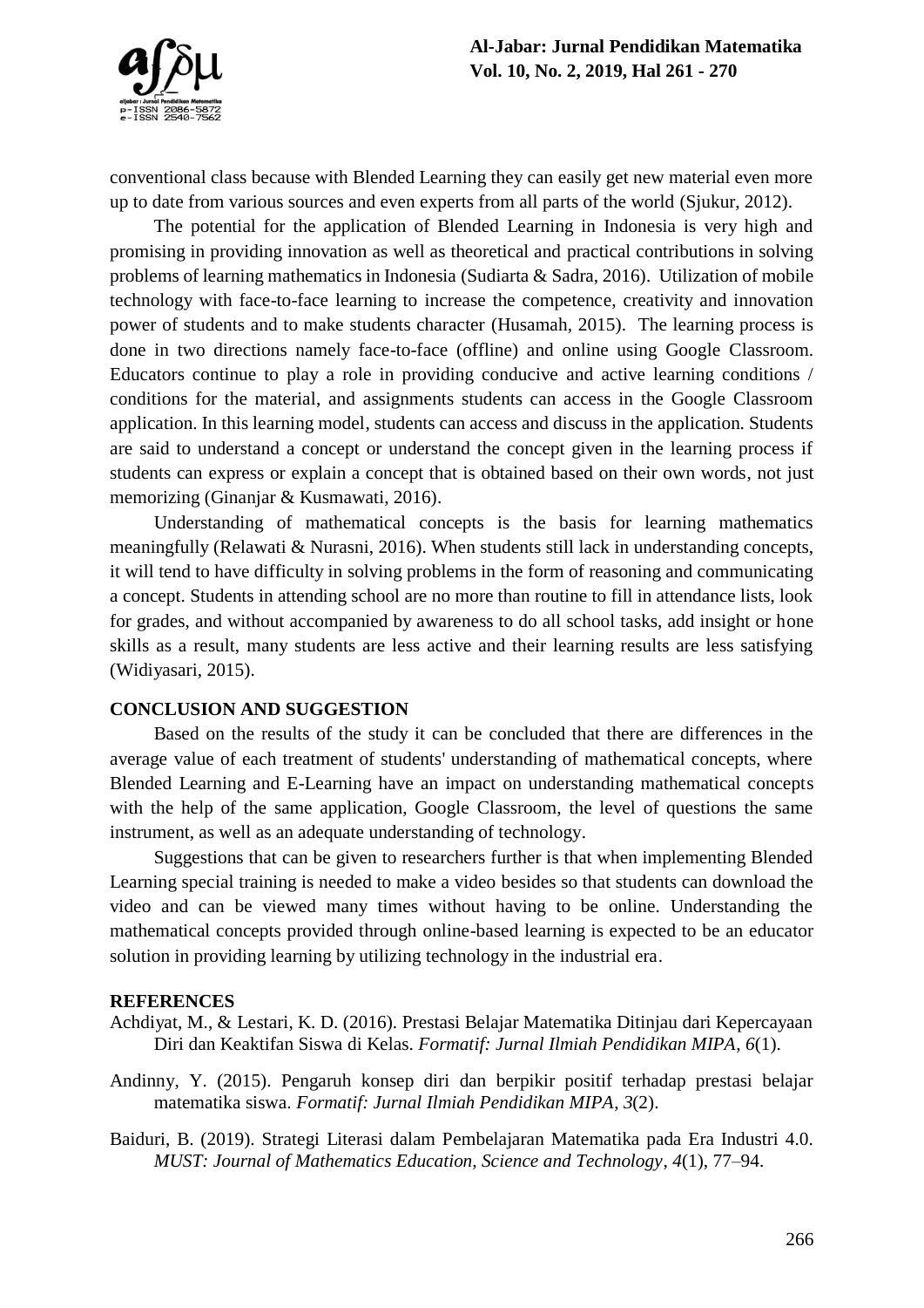conventional class because with Blended Learning they can easily get new material even more up to date from various sources and even experts from all parts of the world (Sjukur, 2012).

The potential for the application of Blended Learning in Indonesia is very high and promising in providing innovation as well as theoretical and practical contributions in solving problems of learning mathematics in Indonesia (Sudiarta & Sadra, 2016). Utilization of mobile technology with face-to-face learning to increase the competence, creativity and innovation power of students and to make students character (Husamah, 2015). The learning process is done in two directions namely face-to-face (offline) and online using Google Classroom. Educators continue to play a role in providing conducive and active learning conditions / conditions for the material, and assignments students can access in the Google Classroom application. In this learning model, students can access and discuss in the application. Students are said to understand a concept or understand the concept given in the learning process if students can express or explain a concept that is obtained based on their own words, not just memorizing (Ginanjar & Kusmawati, 2016).

Understanding of mathematical concepts is the basis for learning mathematics meaningfully (Relawati & Nurasni, 2016). When students still lack in understanding concepts, it will tend to have difficulty in solving problems in the form of reasoning and communicating a concept. Students in attending school are no more than routine to fill in attendance lists, look for grades, and without accompanied by awareness to do all school tasks, add insight or hone skills as a result, many students are less active and their learning results are less satisfying (Widiyasari, 2015).

## CONCLUSION AND SUGGESTION

Based on the results of the study it can be concluded that there are differences in the average value of each treatment of students' understanding of mathematical concepts, where Blended Learning and E-Learning have an impact on understanding mathematical concepts with the help of the same application, Google Classroom, the level of questions the same instrument, as well as an adequate understanding of technology.

Suggestions that can be given to researchers further is that when implementing Blended Learning special training is needed to make a video besides so that students can download the video and can be viewed many times without having to be online. Understanding the mathematical concepts provided through online-based learning is expected to be an educator solution in providing learning by utilizing technology in the industrial era.

## REFERENCES

Achdiyat, M., & Lestari, K. D. (2016). Prestasi Belajar Matematika Ditinjau dari Kepercayaan Diri dan Keaktifan Siswa di Kelas. *Formatif: Jurnal Ilmiah Pendidikan MIPA*, *6*(1).

Andinny, Y. (2015). Pengaruh konsep diri dan berpikir positif terhadap prestasi belajar matematika siswa. *Formatif: Jurnal Ilmiah Pendidikan MIPA*, *3*(2).

Baiduri, B. (2019). Strategi Literasi dalam Pembelajaran Matematika pada Era Industri 4.0. *MUST: Journal of Mathematics Education, Science and Technology*, *4*(1), 77–94.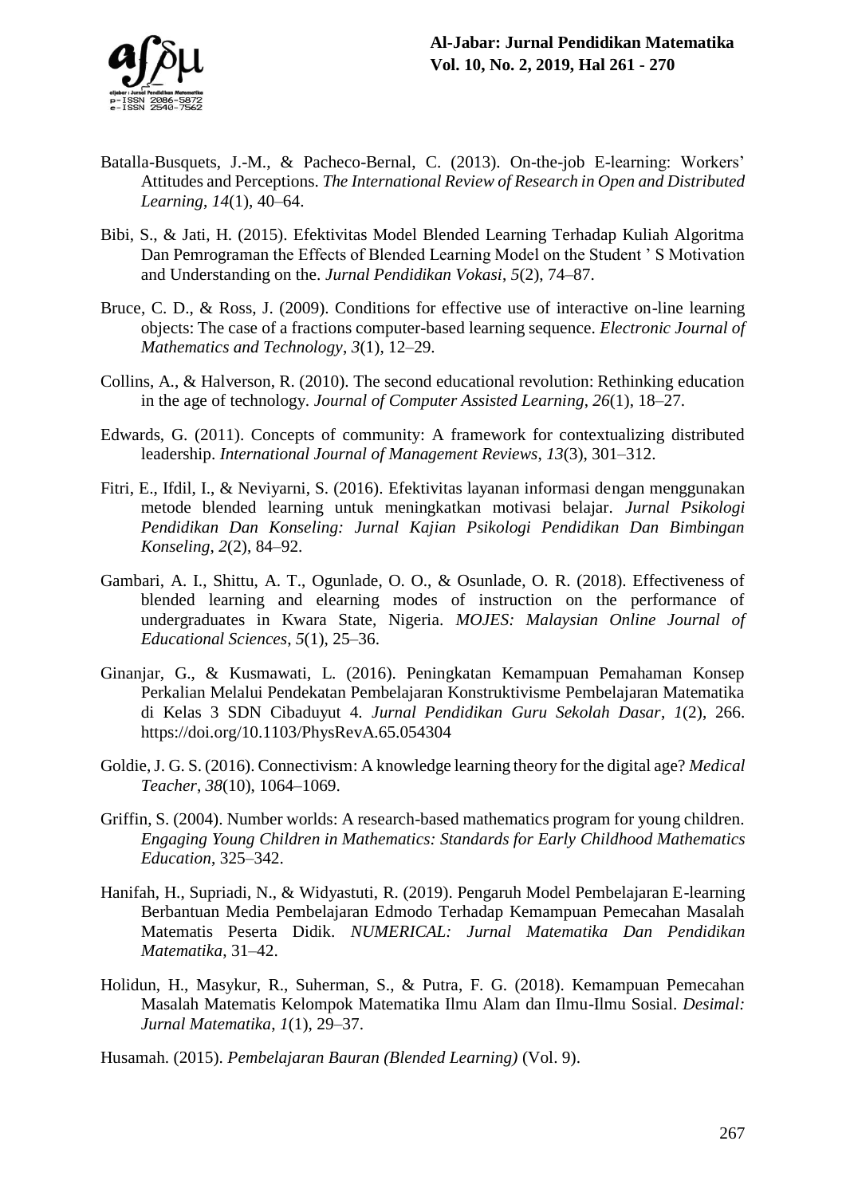Batalla-Busquets, J.-M., & Pacheco-Bernal, C. (2013). On-the-job E-learning: Workers' Attitudes and Perceptions. *The International Review of Research in Open and Distributed Learning*, *14*(1), 40–64.

Bibi, S., & Jati, H. (2015). Efektivitas Model Blended Learning Terhadap Kuliah Algoritma Dan Pemrograman the Effects of Blended Learning Model on the Student ' S Motivation and Understanding on the. *Jurnal Pendidikan Vokasi*, *5*(2), 74–87.

Bruce, C. D., & Ross, J. (2009). Conditions for effective use of interactive on-line learning objects: The case of a fractions computer-based learning sequence. *Electronic Journal of Mathematics and Technology*, *3*(1), 12–29.

Collins, A., & Halverson, R. (2010). The second educational revolution: Rethinking education in the age of technology. *Journal of Computer Assisted Learning*, *26*(1), 18–27.

Edwards, G. (2011). Concepts of community: A framework for contextualizing distributed leadership. *International Journal of Management Reviews*, *13*(3), 301–312.

Fitri, E., Ifdil, I., & Neviyarni, S. (2016). Efektivitas layanan informasi dengan menggunakan metode blended learning untuk meningkatkan motivasi belajar. *Jurnal Psikologi Pendidikan Dan Konseling: Jurnal Kajian Psikologi Pendidikan Dan Bimbingan Konseling*, *2*(2), 84–92.

Gambari, A. I., Shittu, A. T., Ogunlade, O. O., & Osunlade, O. R. (2018). Effectiveness of blended learning and elearning modes of instruction on the performance of undergraduates in Kwara State, Nigeria. *MOJES: Malaysian Online Journal of Educational Sciences*, *5*(1), 25–36.

Ginanjar, G., & Kusmawati, L. (2016). Peningkatan Kemampuan Pemahaman Konsep Perkalian Melalui Pendekatan Pembelajaran Konstruktivisme Pembelajaran Matematika di Kelas 3 SDN Cibaduyut 4. *Jurnal Pendidikan Guru Sekolah Dasar*, *1*(2), 266. https://doi.org/10.1103/PhysRevA.65.054304

Goldie, J. G. S. (2016). Connectivism: A knowledge learning theory for the digital age? *Medical Teacher*, *38*(10), 1064–1069.

Griffin, S. (2004). Number worlds: A research-based mathematics program for young children. *Engaging Young Children in Mathematics: Standards for Early Childhood Mathematics Education*, 325–342.

Hanifah, H., Supriadi, N., & Widyastuti, R. (2019). Pengaruh Model Pembelajaran E-learning Berbantuan Media Pembelajaran Edmodo Terhadap Kemampuan Pemecahan Masalah Matematis Peserta Didik. *NUMERICAL: Jurnal Matematika Dan Pendidikan Matematika*, 31–42.

Holidun, H., Masykur, R., Suherman, S., & Putra, F. G. (2018). Kemampuan Pemecahan Masalah Matematis Kelompok Matematika Ilmu Alam dan Ilmu-Ilmu Sosial. *Desimal: Jurnal Matematika*, *1*(1), 29–37.

Husamah. (2015). *Pembelajaran Bauran (Blended Learning)* (Vol. 9).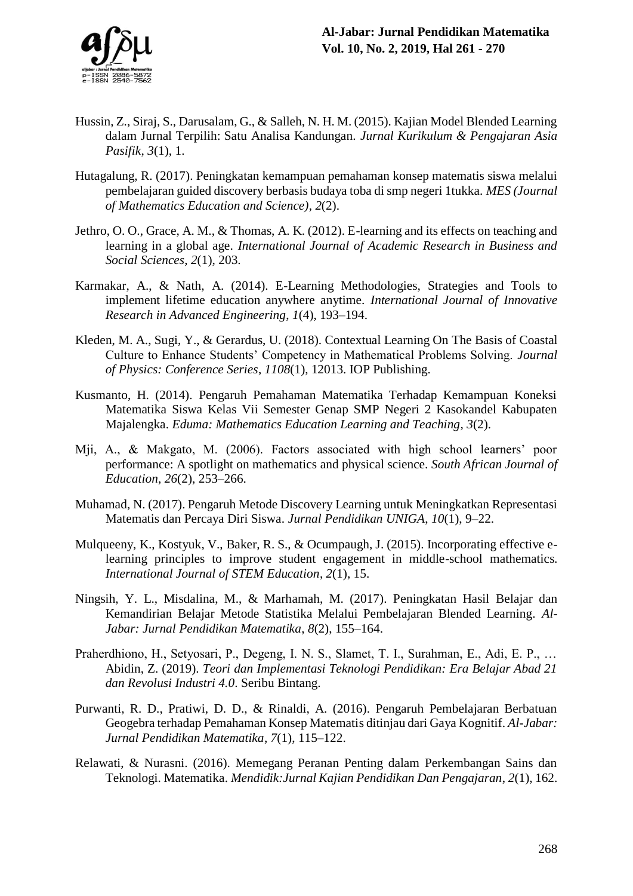Hussin, Z., Siraj, S., Darusalam, G., & Salleh, N. H. M. (2015). Kajian Model Blended Learning dalam Jurnal Terpilih: Satu Analisa Kandungan. *Jurnal Kurikulum & Pengajaran Asia Pasifik*, *3*(1), 1.

Hutagalung, R. (2017). Peningkatan kemampuan pemahaman konsep matematis siswa melalui pembelajaran guided discovery berbasis budaya toba di smp negeri 1tukka. *MES (Journal of Mathematics Education and Science)*, *2*(2).

Jethro, O. O., Grace, A. M., & Thomas, A. K. (2012). E-learning and its effects on teaching and learning in a global age. *International Journal of Academic Research in Business and Social Sciences*, *2*(1), 203.

Karmakar, A., & Nath, A. (2014). E-Learning Methodologies, Strategies and Tools to implement lifetime education anywhere anytime. *International Journal of Innovative Research in Advanced Engineering*, *1*(4), 193–194.

Kleden, M. A., Sugi, Y., & Gerardus, U. (2018). Contextual Learning On The Basis of Coastal Culture to Enhance Students' Competency in Mathematical Problems Solving. *Journal of Physics: Conference Series*, *1108*(1), 12013. IOP Publishing.

Kusmanto, H. (2014). Pengaruh Pemahaman Matematika Terhadap Kemampuan Koneksi Matematika Siswa Kelas Vii Semester Genap SMP Negeri 2 Kasokandel Kabupaten Majalengka. *Eduma: Mathematics Education Learning and Teaching*, *3*(2).

Mji, A., & Makgato, M. (2006). Factors associated with high school learners' poor performance: A spotlight on mathematics and physical science. *South African Journal of Education*, *26*(2), 253–266.

Muhamad, N. (2017). Pengaruh Metode Discovery Learning untuk Meningkatkan Representasi Matematis dan Percaya Diri Siswa. *Jurnal Pendidikan UNIGA*, *10*(1), 9–22.

Mulqueeny, K., Kostyuk, V., Baker, R. S., & Ocumpaugh, J. (2015). Incorporating effective e-learning principles to improve student engagement in middle-school mathematics. *International Journal of STEM Education*, *2*(1), 15.

Ningsih, Y. L., Misdalina, M., & Marhamah, M. (2017). Peningkatan Hasil Belajar dan Kemandirian Belajar Metode Statistika Melalui Pembelajaran Blended Learning. *Al-Jabar: Jurnal Pendidikan Matematika*, *8*(2), 155–164.

Praherdhiono, H., Setyosari, P., Degeng, I. N. S., Slamet, T. I., Surahman, E., Adi, E. P., … Abidin, Z. (2019). *Teori dan Implementasi Teknologi Pendidikan: Era Belajar Abad 21 dan Revolusi Industri 4.0*. Seribu Bintang.

Purwanti, R. D., Pratiwi, D. D., & Rinaldi, A. (2016). Pengaruh Pembelajaran Berbatuan Geogebra terhadap Pemahaman Konsep Matematis ditinjau dari Gaya Kognitif. *Al-Jabar: Jurnal Pendidikan Matematika*, *7*(1), 115–122.

Relawati, & Nurasni. (2016). Memegang Peranan Penting dalam Perkembangan Sains dan Teknologi. Matematika. *Mendidik:Jurnal Kajian Pendidikan Dan Pengajaran*, *2*(1), 162.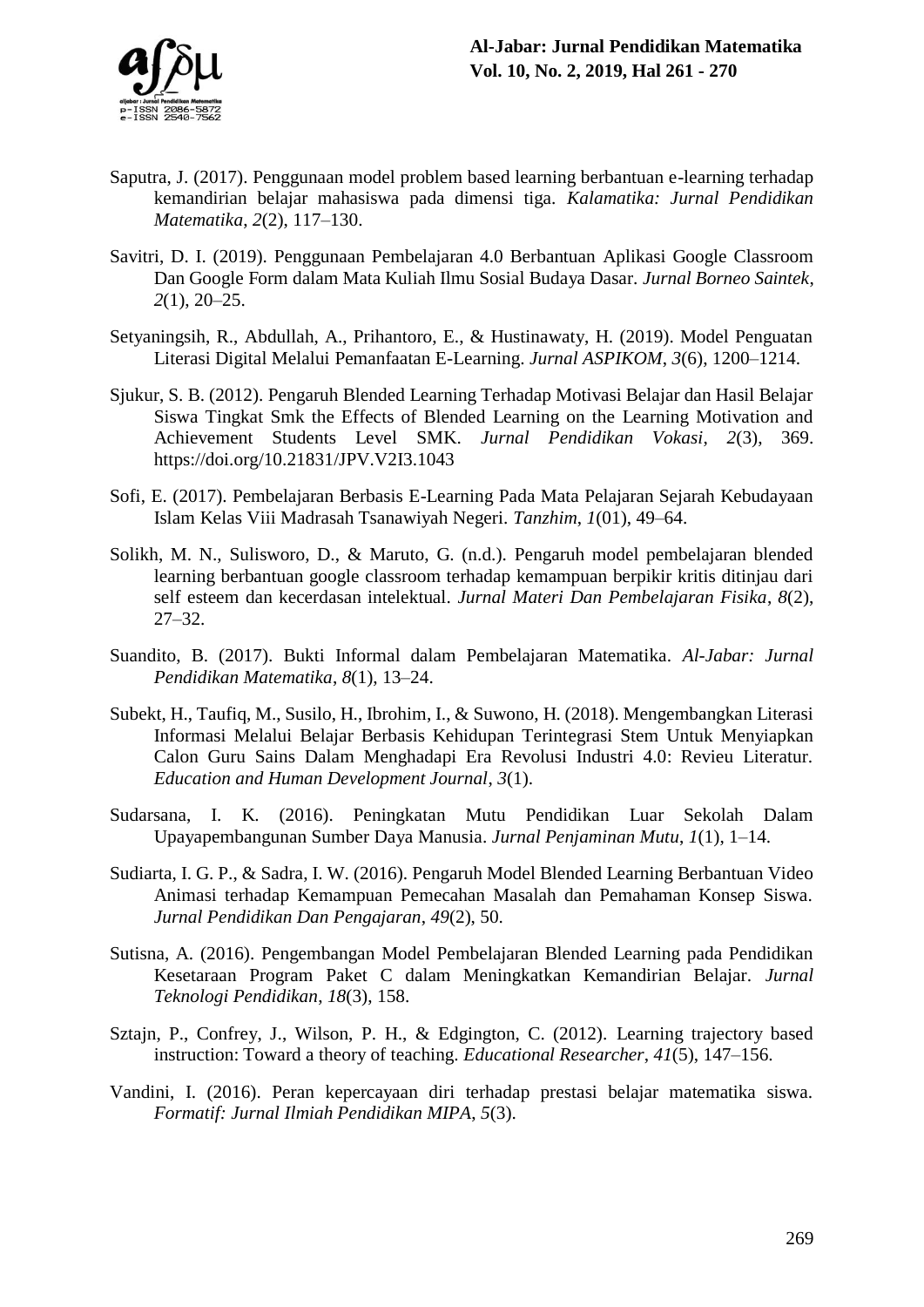Saputra, J. (2017). Penggunaan model problem based learning berbantuan e-learning terhadap kemandirian belajar mahasiswa pada dimensi tiga. *Kalamatika: Jurnal Pendidikan Matematika*, *2*(2), 117–130.

Savitri, D. I. (2019). Penggunaan Pembelajaran 4.0 Berbantuan Aplikasi Google Classroom Dan Google Form dalam Mata Kuliah Ilmu Sosial Budaya Dasar. *Jurnal Borneo Saintek*, *2*(1), 20–25.

Setyaningsih, R., Abdullah, A., Prihantoro, E., & Hustinawaty, H. (2019). Model Penguatan Literasi Digital Melalui Pemanfaatan E-Learning. *Jurnal ASPIKOM*, *3*(6), 1200–1214.

Sjukur, S. B. (2012). Pengaruh Blended Learning Terhadap Motivasi Belajar dan Hasil Belajar Siswa Tingkat Smk the Effects of Blended Learning on the Learning Motivation and Achievement Students Level SMK. *Jurnal Pendidikan Vokasi*, *2*(3), 369. https://doi.org/10.21831/JPV.V2I3.1043

Sofi, E. (2017). Pembelajaran Berbasis E-Learning Pada Mata Pelajaran Sejarah Kebudayaan Islam Kelas Viii Madrasah Tsanawiyah Negeri. *Tanzhim*, *1*(01), 49–64.

Solikh, M. N., Sulisworo, D., & Maruto, G. (n.d.). Pengaruh model pembelajaran blended learning berbantuan google classroom terhadap kemampuan berpikir kritis ditinjau dari self esteem dan kecerdasan intelektual. *Jurnal Materi Dan Pembelajaran Fisika*, *8*(2), 27–32.

Suandito, B. (2017). Bukti Informal dalam Pembelajaran Matematika. *Al-Jabar: Jurnal Pendidikan Matematika*, *8*(1), 13–24.

Subekt, H., Taufiq, M., Susilo, H., Ibrohim, I., & Suwono, H. (2018). Mengembangkan Literasi Informasi Melalui Belajar Berbasis Kehidupan Terintegrasi Stem Untuk Menyiapkan Calon Guru Sains Dalam Menghadapi Era Revolusi Industri 4.0: Revieu Literatur. *Education and Human Development Journal*, *3*(1).

Sudarsana, I. K. (2016). Peningkatan Mutu Pendidikan Luar Sekolah Dalam Upayapembangunan Sumber Daya Manusia. *Jurnal Penjaminan Mutu*, *1*(1), 1–14.

Sudiarta, I. G. P., & Sadra, I. W. (2016). Pengaruh Model Blended Learning Berbantuan Video Animasi terhadap Kemampuan Pemecahan Masalah dan Pemahaman Konsep Siswa. *Jurnal Pendidikan Dan Pengajaran*, *49*(2), 50.

Sutisna, A. (2016). Pengembangan Model Pembelajaran Blended Learning pada Pendidikan Kesetaraan Program Paket C dalam Meningkatkan Kemandirian Belajar. *Jurnal Teknologi Pendidikan*, *18*(3), 158.

Sztajn, P., Confrey, J., Wilson, P. H., & Edgington, C. (2012). Learning trajectory based instruction: Toward a theory of teaching. *Educational Researcher*, *41*(5), 147–156.

Vandini, I. (2016). Peran kepercayaan diri terhadap prestasi belajar matematika siswa. *Formatif: Jurnal Ilmiah Pendidikan MIPA*, *5*(3).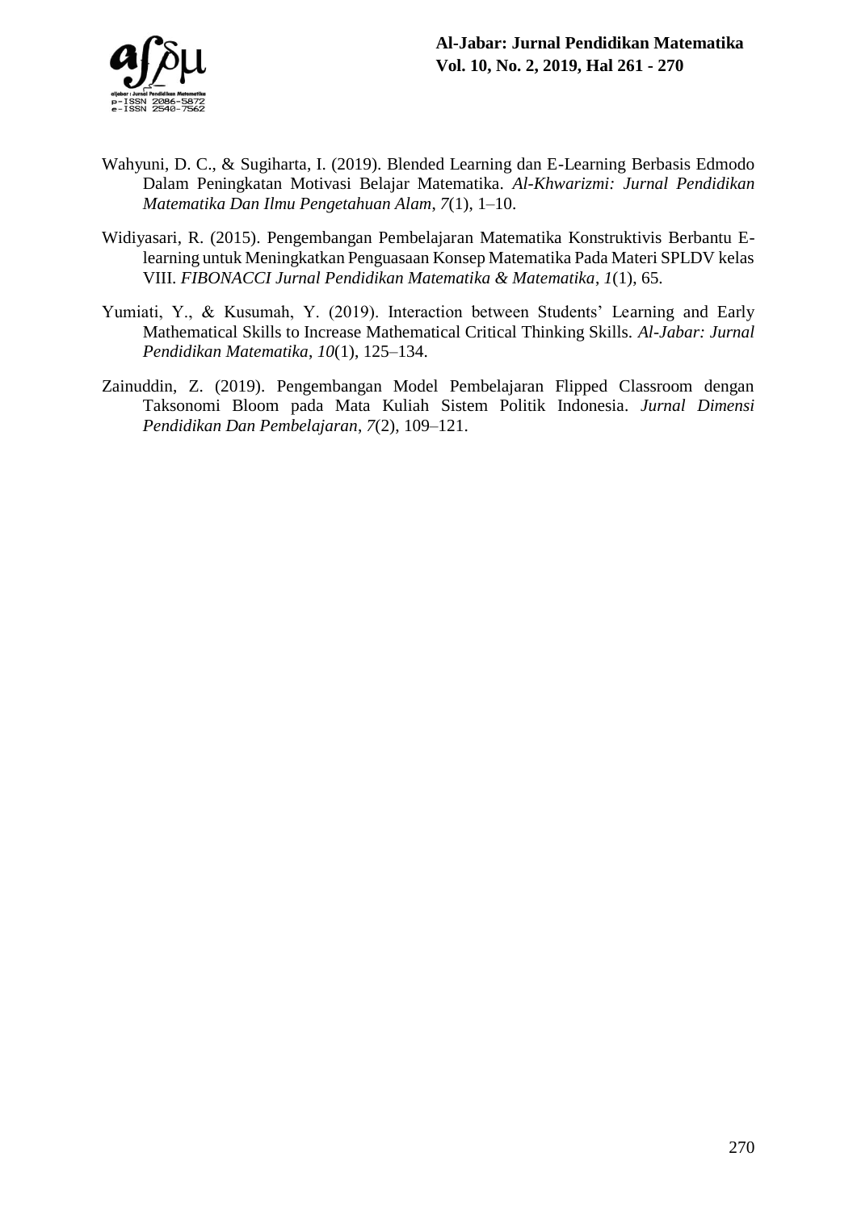Wahyuni, D. C., & Sugiharta, I. (2019). Blended Learning dan E-Learning Berbasis Edmodo Dalam Peningkatan Motivasi Belajar Matematika. *Al-Khwarizmi: Jurnal Pendidikan Matematika Dan Ilmu Pengetahuan Alam*, *7*(1), 1–10.

Widiyasari, R. (2015). Pengembangan Pembelajaran Matematika Konstruktivis Berbantu E-learning untuk Meningkatkan Penguasaan Konsep Matematika Pada Materi SPLDV kelas VIII. *FIBONACCI Jurnal Pendidikan Matematika & Matematika*, *1*(1), 65.

Yumiati, Y., & Kusumah, Y. (2019). Interaction between Students' Learning and Early Mathematical Skills to Increase Mathematical Critical Thinking Skills. *Al-Jabar: Jurnal Pendidikan Matematika*, *10*(1), 125–134.

Zainuddin, Z. (2019). Pengembangan Model Pembelajaran Flipped Classroom dengan Taksonomi Bloom pada Mata Kuliah Sistem Politik Indonesia. *Jurnal Dimensi Pendidikan Dan Pembelajaran*, *7*(2), 109–121.